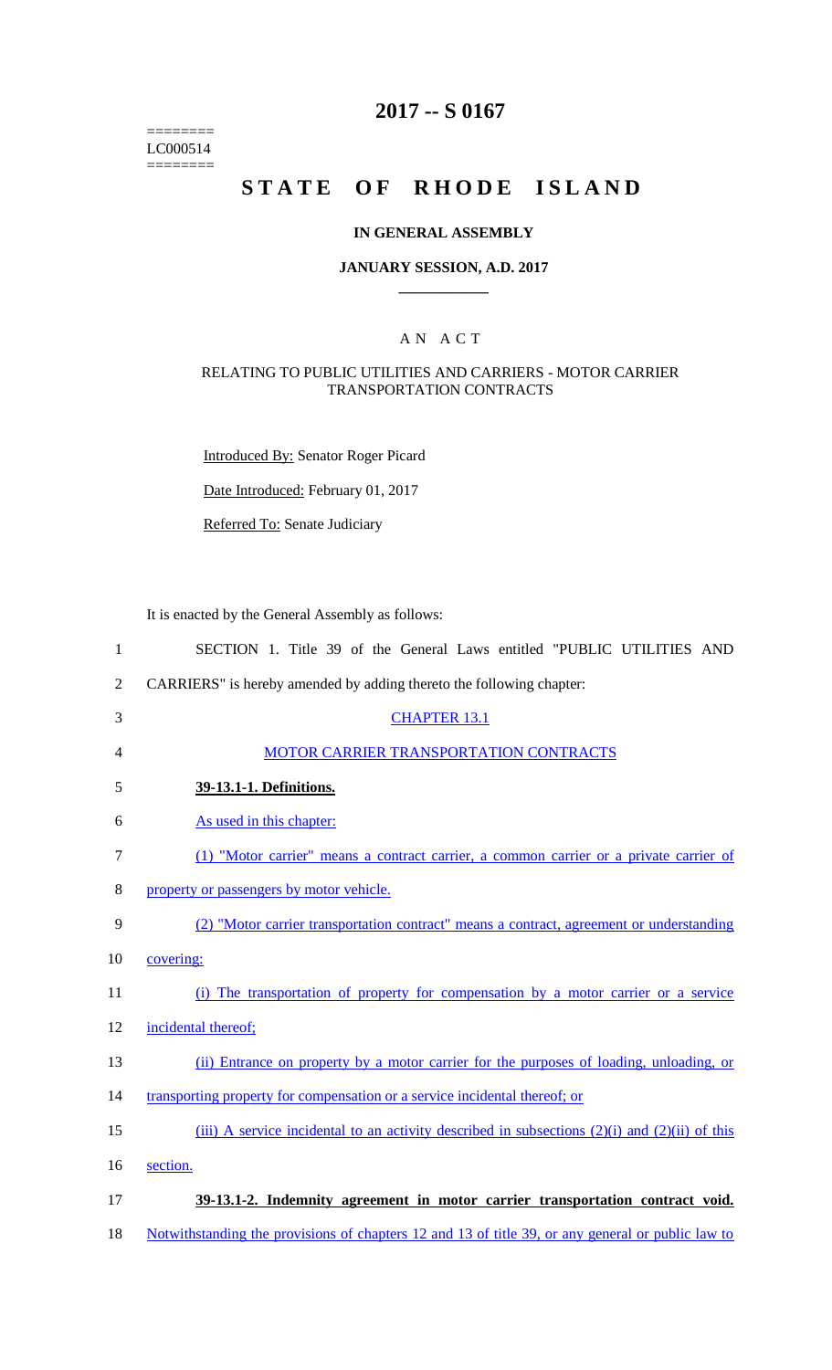========
LC000514
========

# 2017 -- S 0167

# STATE OF RHODE ISLAND

## IN GENERAL ASSEMBLY

## JANUARY SESSION, A.D. 2017

## A N A C T

### RELATING TO PUBLIC UTILITIES AND CARRIERS - MOTOR CARRIER TRANSPORTATION CONTRACTS

Introduced By: Senator Roger Picard

Date Introduced: February 01, 2017

Referred To: Senate Judiciary

It is enacted by the General Assembly as follows:

1 SECTION 1. Title 39 of the General Laws entitled "PUBLIC UTILITIES AND
2 CARRIERS" is hereby amended by adding thereto the following chapter:

3 CHAPTER 13.1

4 MOTOR CARRIER TRANSPORTATION CONTRACTS

5 **39-13.1-1. Definitions.**

6 As used in this chapter:

7 (1) "Motor carrier" means a contract carrier, a common carrier or a private carrier of
8 property or passengers by motor vehicle.

9 (2) "Motor carrier transportation contract" means a contract, agreement or understanding
10 covering:

11 (i) The transportation of property for compensation by a motor carrier or a service
12 incidental thereof;

13 (ii) Entrance on property by a motor carrier for the purposes of loading, unloading, or
14 transporting property for compensation or a service incidental thereof; or

15 (iii) A service incidental to an activity described in subsections (2)(i) and (2)(ii) of this
16 section.

17 **39-13.1-2. Indemnity agreement in motor carrier transportation contract void.**

18 Notwithstanding the provisions of chapters 12 and 13 of title 39, or any general or public law to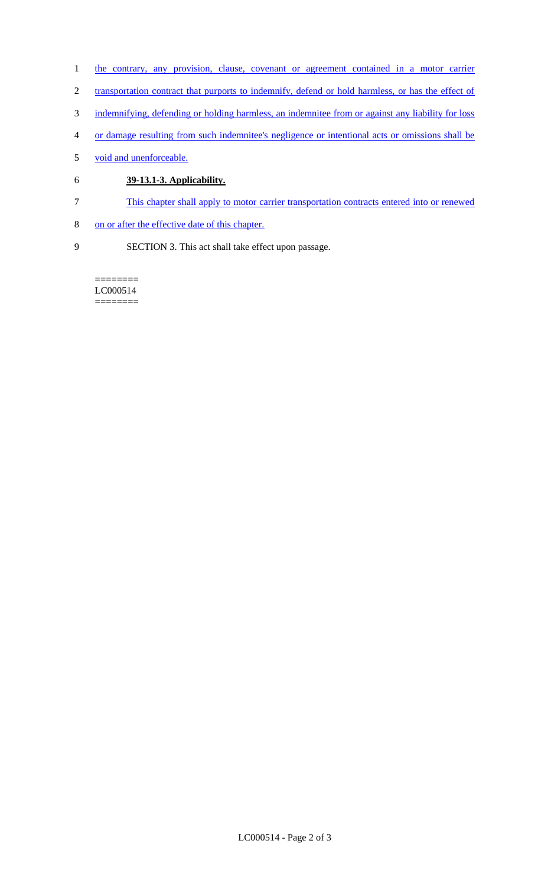the contrary, any provision, clause, covenant or agreement contained in a motor carrier transportation contract that purports to indemnify, defend or hold harmless, or has the effect of indemnifying, defending or holding harmless, an indemnitee from or against any liability for loss or damage resulting from such indemnitee's negligence or intentional acts or omissions shall be void and unenforceable.

**39-13.1-3. Applicability.**

This chapter shall apply to motor carrier transportation contracts entered into or renewed on or after the effective date of this chapter.

SECTION 3. This act shall take effect upon passage.

========
LC000514
========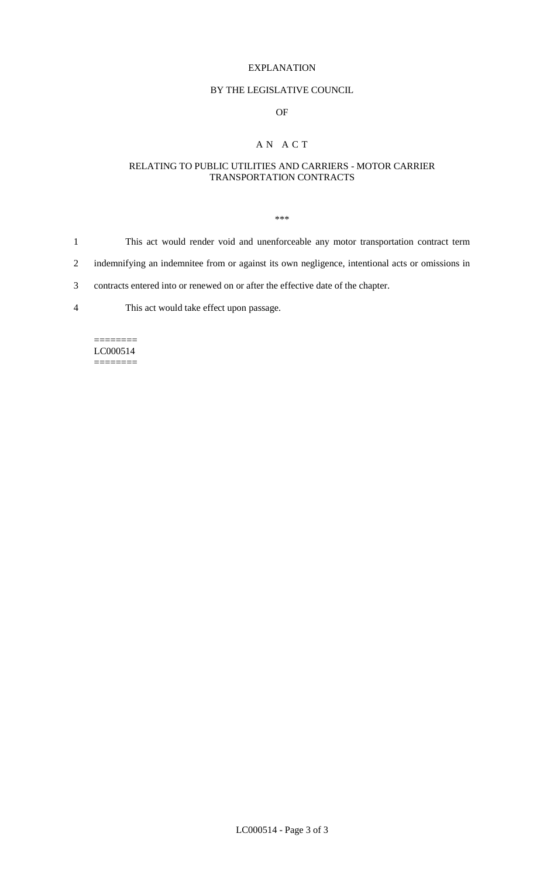EXPLANATION

BY THE LEGISLATIVE COUNCIL

OF

# A N A C T

RELATING TO PUBLIC UTILITIES AND CARRIERS - MOTOR CARRIER TRANSPORTATION CONTRACTS

\*\*\*

1 This act would render void and unenforceable any motor transportation contract term
2 indemnifying an indemnitee from or against its own negligence, intentional acts or omissions in
3 contracts entered into or renewed on or after the effective date of the chapter.
4 This act would take effect upon passage.

========
LC000514
========